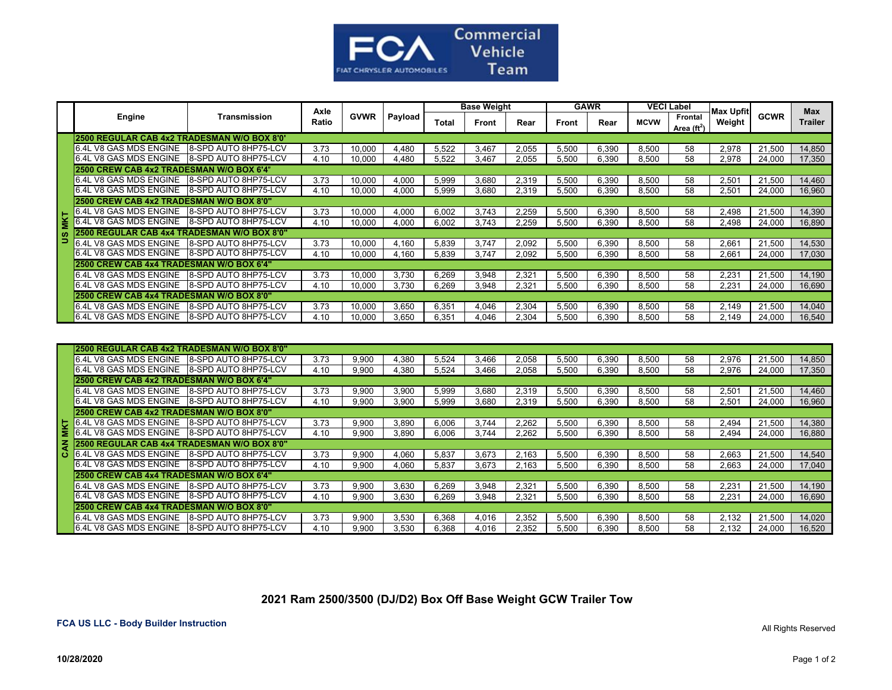FCA Commercial Vehicle Team

|  | Engine | Transmission | Axle Ratio | GVWR | Payload | Base Weight | | | GAWR | | VECI Label | | Max Upfit Weight | GCWR | Max Trailer |
|---|---|---|---|---|---|---|---|---|---|---|---|---|---|---|---|
|  |  |  |  |  |  | Total | Front | Rear | Front | Rear | MCVW | Frontal Area ($ft^2$) |  |  |  |
| US MKT | **2500 REGULAR CAB 4x2 TRADESMAN W/O BOX 8'0'** | | | | | | | | | | | | | | |
| US MKT | 6.4L V8 GAS MDS ENGINE | 8-SPD AUTO 8HP75-LCV | 3.73 | 10,000 | 4,480 | 5,522 | 3,467 | 2,055 | 5,500 | 6,390 | 8,500 | 58 | 2,978 | 21,500 | 14,850 |
| US MKT | 6.4L V8 GAS MDS ENGINE | 8-SPD AUTO 8HP75-LCV | 4.10 | 10,000 | 4,480 | 5,522 | 3,467 | 2,055 | 5,500 | 6,390 | 8,500 | 58 | 2,978 | 24,000 | 17,350 |
| US MKT | **2500 CREW CAB 4x2 TRADESMAN W/O BOX 6'4'** | | | | | | | | | | | | | | |
| US MKT | 6.4L V8 GAS MDS ENGINE | 8-SPD AUTO 8HP75-LCV | 3.73 | 10,000 | 4,000 | 5,999 | 3,680 | 2,319 | 5,500 | 6,390 | 8,500 | 58 | 2,501 | 21,500 | 14,460 |
| US MKT | 6.4L V8 GAS MDS ENGINE | 8-SPD AUTO 8HP75-LCV | 4.10 | 10,000 | 4,000 | 5,999 | 3,680 | 2,319 | 5,500 | 6,390 | 8,500 | 58 | 2,501 | 24,000 | 16,960 |
| US MKT | **2500 CREW CAB 4x2 TRADESMAN W/O BOX 8'0"** | | | | | | | | | | | | | | |
| US MKT | 6.4L V8 GAS MDS ENGINE | 8-SPD AUTO 8HP75-LCV | 3.73 | 10,000 | 4,000 | 6,002 | 3,743 | 2,259 | 5,500 | 6,390 | 8,500 | 58 | 2,498 | 21,500 | 14,390 |
| US MKT | 6.4L V8 GAS MDS ENGINE | 8-SPD AUTO 8HP75-LCV | 4.10 | 10,000 | 4,000 | 6,002 | 3,743 | 2,259 | 5,500 | 6,390 | 8,500 | 58 | 2,498 | 24,000 | 16,890 |
| US MKT | **2500 REGULAR CAB 4x4 TRADESMAN W/O BOX 8'0"** | | | | | | | | | | | | | | |
| US MKT | 6.4L V8 GAS MDS ENGINE | 8-SPD AUTO 8HP75-LCV | 3.73 | 10,000 | 4,160 | 5,839 | 3,747 | 2,092 | 5,500 | 6,390 | 8,500 | 58 | 2,661 | 21,500 | 14,530 |
| US MKT | 6.4L V8 GAS MDS ENGINE | 8-SPD AUTO 8HP75-LCV | 4.10 | 10,000 | 4,160 | 5,839 | 3,747 | 2,092 | 5,500 | 6,390 | 8,500 | 58 | 2,661 | 24,000 | 17,030 |
| US MKT | **2500 CREW CAB 4x4 TRADESMAN W/O BOX 6'4"** | | | | | | | | | | | | | | |
| US MKT | 6.4L V8 GAS MDS ENGINE | 8-SPD AUTO 8HP75-LCV | 3.73 | 10,000 | 3,730 | 6,269 | 3,948 | 2,321 | 5,500 | 6,390 | 8,500 | 58 | 2,231 | 21,500 | 14,190 |
| US MKT | 6.4L V8 GAS MDS ENGINE | 8-SPD AUTO 8HP75-LCV | 4.10 | 10,000 | 3,730 | 6,269 | 3,948 | 2,321 | 5,500 | 6,390 | 8,500 | 58 | 2,231 | 24,000 | 16,690 |
| US MKT | **2500 CREW CAB 4x4 TRADESMAN W/O BOX 8'0"** | | | | | | | | | | | | | | |
| US MKT | 6.4L V8 GAS MDS ENGINE | 8-SPD AUTO 8HP75-LCV | 3.73 | 10,000 | 3,650 | 6,351 | 4,046 | 2,304 | 5,500 | 6,390 | 8,500 | 58 | 2,149 | 21,500 | 14,040 |
| US MKT | 6.4L V8 GAS MDS ENGINE | 8-SPD AUTO 8HP75-LCV | 4.10 | 10,000 | 3,650 | 6,351 | 4,046 | 2,304 | 5,500 | 6,390 | 8,500 | 58 | 2,149 | 24,000 | 16,540 |

|  | Engine | Transmission | Axle Ratio | GVWR | Payload | Total | Front | Rear | Front | Rear | MCVW | Frontal Area ($ft^2$) | Max Upfit Weight | GCWR | Max Trailer |
|---|---|---|---|---|---|---|---|---|---|---|---|---|---|---|---|
| CAN MKT | **2500 REGULAR CAB 4x2 TRADESMAN W/O BOX 8'0"** | | | | | | | | | | | | | | |
| CAN MKT | 6.4L V8 GAS MDS ENGINE | 8-SPD AUTO 8HP75-LCV | 3.73 | 9,900 | 4,380 | 5,524 | 3,466 | 2,058 | 5,500 | 6,390 | 8,500 | 58 | 2,976 | 21,500 | 14,850 |
| CAN MKT | 6.4L V8 GAS MDS ENGINE | 8-SPD AUTO 8HP75-LCV | 4.10 | 9,900 | 4,380 | 5,524 | 3,466 | 2,058 | 5,500 | 6,390 | 8,500 | 58 | 2,976 | 24,000 | 17,350 |
| CAN MKT | **2500 CREW CAB 4x2 TRADESMAN W/O BOX 6'4"** | | | | | | | | | | | | | | |
| CAN MKT | 6.4L V8 GAS MDS ENGINE | 8-SPD AUTO 8HP75-LCV | 3.73 | 9,900 | 3,900 | 5,999 | 3,680 | 2,319 | 5,500 | 6,390 | 8,500 | 58 | 2,501 | 21,500 | 14,460 |
| CAN MKT | 6.4L V8 GAS MDS ENGINE | 8-SPD AUTO 8HP75-LCV | 4.10 | 9,900 | 3,900 | 5,999 | 3,680 | 2,319 | 5,500 | 6,390 | 8,500 | 58 | 2,501 | 24,000 | 16,960 |
| CAN MKT | **2500 CREW CAB 4x2 TRADESMAN W/O BOX 8'0"** | | | | | | | | | | | | | | |
| CAN MKT | 6.4L V8 GAS MDS ENGINE | 8-SPD AUTO 8HP75-LCV | 3.73 | 9,900 | 3,890 | 6,006 | 3,744 | 2,262 | 5,500 | 6,390 | 8,500 | 58 | 2,494 | 21,500 | 14,380 |
| CAN MKT | 6.4L V8 GAS MDS ENGINE | 8-SPD AUTO 8HP75-LCV | 4.10 | 9,900 | 3,890 | 6,006 | 3,744 | 2,262 | 5,500 | 6,390 | 8,500 | 58 | 2,494 | 24,000 | 16,880 |
| CAN MKT | **2500 REGULAR CAB 4x4 TRADESMAN W/O BOX 8'0"** | | | | | | | | | | | | | | |
| CAN MKT | 6.4L V8 GAS MDS ENGINE | 8-SPD AUTO 8HP75-LCV | 3.73 | 9,900 | 4,060 | 5,837 | 3,673 | 2,163 | 5,500 | 6,390 | 8,500 | 58 | 2,663 | 21,500 | 14,540 |
| CAN MKT | 6.4L V8 GAS MDS ENGINE | 8-SPD AUTO 8HP75-LCV | 4.10 | 9,900 | 4,060 | 5,837 | 3,673 | 2,163 | 5,500 | 6,390 | 8,500 | 58 | 2,663 | 24,000 | 17,040 |
| CAN MKT | **2500 CREW CAB 4x4 TRADESMAN W/O BOX 6'4"** | | | | | | | | | | | | | | |
| CAN MKT | 6.4L V8 GAS MDS ENGINE | 8-SPD AUTO 8HP75-LCV | 3.73 | 9,900 | 3,630 | 6,269 | 3,948 | 2,321 | 5,500 | 6,390 | 8,500 | 58 | 2,231 | 21,500 | 14,190 |
| CAN MKT | 6.4L V8 GAS MDS ENGINE | 8-SPD AUTO 8HP75-LCV | 4.10 | 9,900 | 3,630 | 6,269 | 3,948 | 2,321 | 5,500 | 6,390 | 8,500 | 58 | 2,231 | 24,000 | 16,690 |
| CAN MKT | **2500 CREW CAB 4x4 TRADESMAN W/O BOX 8'0"** | | | | | | | | | | | | | | |
| CAN MKT | 6.4L V8 GAS MDS ENGINE | 8-SPD AUTO 8HP75-LCV | 3.73 | 9,900 | 3,530 | 6,368 | 4,016 | 2,352 | 5,500 | 6,390 | 8,500 | 58 | 2,132 | 21,500 | 14,020 |
| CAN MKT | 6.4L V8 GAS MDS ENGINE | 8-SPD AUTO 8HP75-LCV | 4.10 | 9,900 | 3,530 | 6,368 | 4,016 | 2,352 | 5,500 | 6,390 | 8,500 | 58 | 2,132 | 24,000 | 16,520 |

## 2021 Ram 2500/3500 (DJ/D2) Box Off Base Weight GCW Trailer Tow

**FCA US LLC - Body Builder Instruction**

All Rights Reserved

**10/28/2020**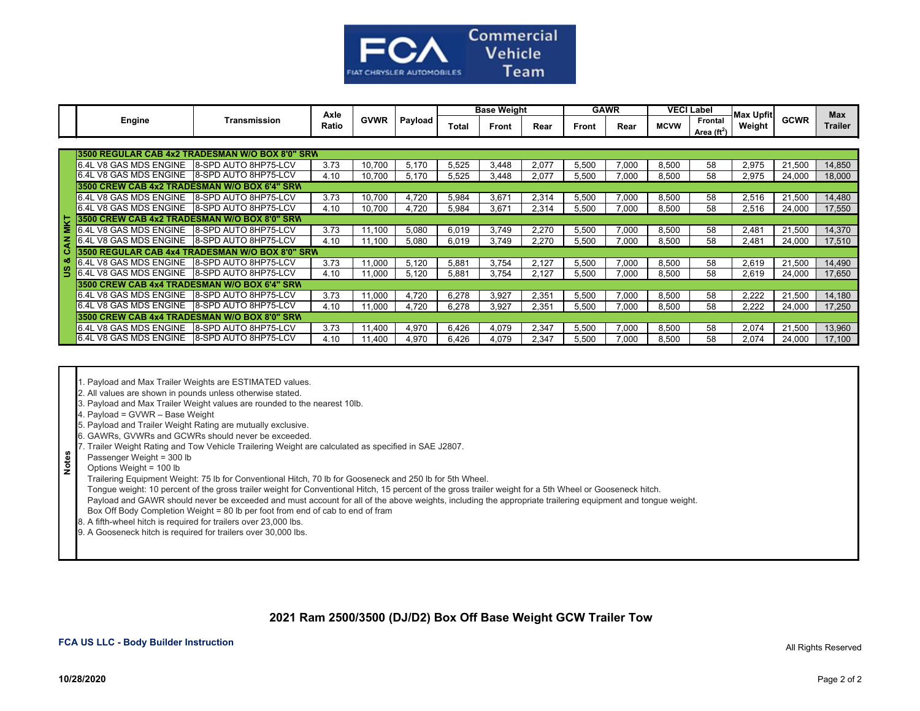# 2021 Ram 2500/3500 (DJ/D2) Box Off Base Weight GCW Trailer Tow

| | Engine | Transmission | Axle Ratio | GVWR | Payload | Base Weight | | | GAWR | | VECI Label | | Max Upfit Weight | GCWR | Max Trailer |
|---|---|---|---|---|---|---|---|---|---|---|---|---|---|---|---|
| | | | | | | Total | Front | Rear | Front | Rear | MCVW | Frontal Area ($ft^2$) | | | |
| US & CAN MKT | **3500 REGULAR CAB 4x2 TRADESMAN W/O BOX 8'0" SRW** | | | | | | | | | | | | | | |
| | 6.4L V8 GAS MDS ENGINE | 8-SPD AUTO 8HP75-LCV | 3.73 | 10,700 | 5,170 | 5,525 | 3,448 | 2,077 | 5,500 | 7,000 | 8,500 | 58 | 2,975 | 21,500 | 14,850 |
| | 6.4L V8 GAS MDS ENGINE | 8-SPD AUTO 8HP75-LCV | 4.10 | 10,700 | 5,170 | 5,525 | 3,448 | 2,077 | 5,500 | 7,000 | 8,500 | 58 | 2,975 | 24,000 | 18,000 |
| | **3500 CREW CAB 4x2 TRADESMAN W/O BOX 6'4" SRW** | | | | | | | | | | | | | | |
| | 6.4L V8 GAS MDS ENGINE | 8-SPD AUTO 8HP75-LCV | 3.73 | 10,700 | 4,720 | 5,984 | 3,671 | 2,314 | 5,500 | 7,000 | 8,500 | 58 | 2,516 | 21,500 | 14,480 |
| | 6.4L V8 GAS MDS ENGINE | 8-SPD AUTO 8HP75-LCV | 4.10 | 10,700 | 4,720 | 5,984 | 3,671 | 2,314 | 5,500 | 7,000 | 8,500 | 58 | 2,516 | 24,000 | 17,550 |
| | **3500 CREW CAB 4x2 TRADESMAN W/O BOX 8'0" SRW** | | | | | | | | | | | | | | |
| | 6.4L V8 GAS MDS ENGINE | 8-SPD AUTO 8HP75-LCV | 3.73 | 11,100 | 5,080 | 6,019 | 3,749 | 2,270 | 5,500 | 7,000 | 8,500 | 58 | 2,481 | 21,500 | 14,370 |
| | 6.4L V8 GAS MDS ENGINE | 8-SPD AUTO 8HP75-LCV | 4.10 | 11,100 | 5,080 | 6,019 | 3,749 | 2,270 | 5,500 | 7,000 | 8,500 | 58 | 2,481 | 24,000 | 17,510 |
| | **3500 REGULAR CAB 4x4 TRADESMAN W/O BOX 8'0" SRW** | | | | | | | | | | | | | | |
| | 6.4L V8 GAS MDS ENGINE | 8-SPD AUTO 8HP75-LCV | 3.73 | 11,000 | 5,120 | 5,881 | 3,754 | 2,127 | 5,500 | 7,000 | 8,500 | 58 | 2,619 | 21,500 | 14,490 |
| | 6.4L V8 GAS MDS ENGINE | 8-SPD AUTO 8HP75-LCV | 4.10 | 11,000 | 5,120 | 5,881 | 3,754 | 2,127 | 5,500 | 7,000 | 8,500 | 58 | 2,619 | 24,000 | 17,650 |
| | **3500 CREW CAB 4x4 TRADESMAN W/O BOX 6'4" SRW** | | | | | | | | | | | | | | |
| | 6.4L V8 GAS MDS ENGINE | 8-SPD AUTO 8HP75-LCV | 3.73 | 11,000 | 4,720 | 6,278 | 3,927 | 2,351 | 5,500 | 7,000 | 8,500 | 58 | 2,222 | 21,500 | 14,180 |
| | 6.4L V8 GAS MDS ENGINE | 8-SPD AUTO 8HP75-LCV | 4.10 | 11,000 | 4,720 | 6,278 | 3,927 | 2,351 | 5,500 | 7,000 | 8,500 | 58 | 2,222 | 24,000 | 17,250 |
| | **3500 CREW CAB 4x4 TRADESMAN W/O BOX 8'0" SRW** | | | | | | | | | | | | | | |
| | 6.4L V8 GAS MDS ENGINE | 8-SPD AUTO 8HP75-LCV | 3.73 | 11,400 | 4,970 | 6,426 | 4,079 | 2,347 | 5,500 | 7,000 | 8,500 | 58 | 2,074 | 21,500 | 13,960 |
| | 6.4L V8 GAS MDS ENGINE | 8-SPD AUTO 8HP75-LCV | 4.10 | 11,400 | 4,970 | 6,426 | 4,079 | 2,347 | 5,500 | 7,000 | 8,500 | 58 | 2,074 | 24,000 | 17,100 |

**Notes**

1. Payload and Max Trailer Weights are ESTIMATED values.
2. All values are shown in pounds unless otherwise stated.
3. Payload and Max Trailer Weight values are rounded to the nearest 10lb.
4. Payload = GVWR – Base Weight
5. Payload and Trailer Weight Rating are mutually exclusive.
6. GAWRs, GVWRs and GCWRs should never be exceeded.
7. Trailer Weight Rating and Tow Vehicle Trailering Weight are calculated as specified in SAE J2807.
   Passenger Weight = 300 lb
   Options Weight = 100 lb
   Trailering Equipment Weight: 75 lb for Conventional Hitch, 70 lb for Gooseneck and 250 lb for 5th Wheel.
   Tongue weight: 10 percent of the gross trailer weight for Conventional Hitch, 15 percent of the gross trailer weight for a 5th Wheel or Gooseneck hitch.
   Payload and GAWR should never be exceeded and must account for all of the above weights, including the appropriate trailering equipment and tongue weight.
   Box Off Body Completion Weight = 80 lb per foot from end of cab to end of fram
8. A fifth-wheel hitch is required for trailers over 23,000 lbs.
9. A Gooseneck hitch is required for trailers over 30,000 lbs.